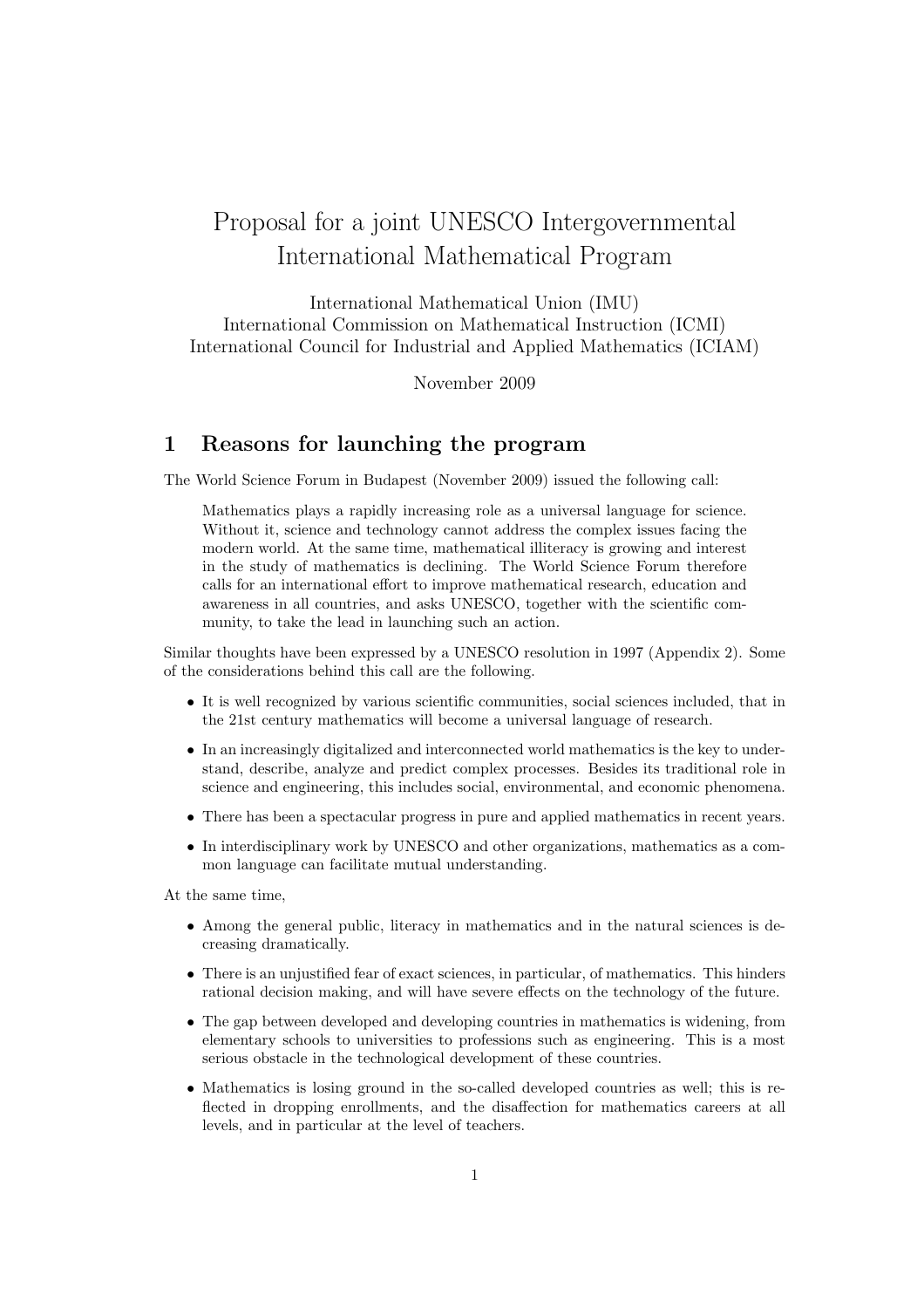# Proposal for a joint UNESCO Intergovernmental International Mathematical Program

International Mathematical Union (IMU)
International Commission on Mathematical Instruction (ICMI)
International Council for Industrial and Applied Mathematics (ICIAM)

November 2009

## 1 Reasons for launching the program

The World Science Forum in Budapest (November 2009) issued the following call:

> Mathematics plays a rapidly increasing role as a universal language for science. Without it, science and technology cannot address the complex issues facing the modern world. At the same time, mathematical illiteracy is growing and interest in the study of mathematics is declining. The World Science Forum therefore calls for an international effort to improve mathematical research, education and awareness in all countries, and asks UNESCO, together with the scientific community, to take the lead in launching such an action.

Similar thoughts have been expressed by a UNESCO resolution in 1997 (Appendix 2). Some of the considerations behind this call are the following.

- It is well recognized by various scientific communities, social sciences included, that in the 21st century mathematics will become a universal language of research.
- In an increasingly digitalized and interconnected world mathematics is the key to understand, describe, analyze and predict complex processes. Besides its traditional role in science and engineering, this includes social, environmental, and economic phenomena.
- There has been a spectacular progress in pure and applied mathematics in recent years.
- In interdisciplinary work by UNESCO and other organizations, mathematics as a common language can facilitate mutual understanding.

At the same time,

- Among the general public, literacy in mathematics and in the natural sciences is decreasing dramatically.
- There is an unjustified fear of exact sciences, in particular, of mathematics. This hinders rational decision making, and will have severe effects on the technology of the future.
- The gap between developed and developing countries in mathematics is widening, from elementary schools to universities to professions such as engineering. This is a most serious obstacle in the technological development of these countries.
- Mathematics is losing ground in the so-called developed countries as well; this is reflected in dropping enrollments, and the disaffection for mathematics careers at all levels, and in particular at the level of teachers.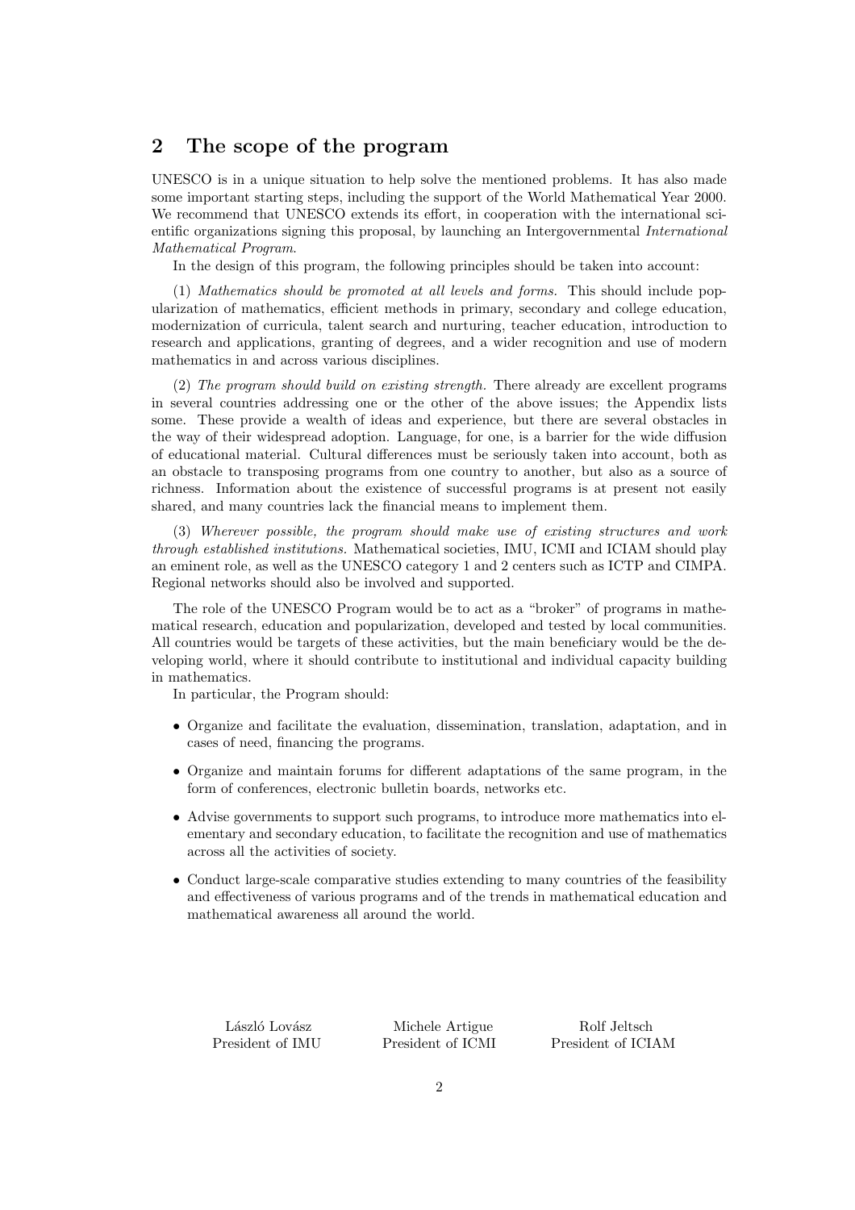## 2 The scope of the program

UNESCO is in a unique situation to help solve the mentioned problems. It has also made some important starting steps, including the support of the World Mathematical Year 2000. We recommend that UNESCO extends its effort, in cooperation with the international scientific organizations signing this proposal, by launching an Intergovernmental *International Mathematical Program*.

In the design of this program, the following principles should be taken into account:

(1) *Mathematics should be promoted at all levels and forms.* This should include popularization of mathematics, efficient methods in primary, secondary and college education, modernization of curricula, talent search and nurturing, teacher education, introduction to research and applications, granting of degrees, and a wider recognition and use of modern mathematics in and across various disciplines.

(2) *The program should build on existing strength.* There already are excellent programs in several countries addressing one or the other of the above issues; the Appendix lists some. These provide a wealth of ideas and experience, but there are several obstacles in the way of their widespread adoption. Language, for one, is a barrier for the wide diffusion of educational material. Cultural differences must be seriously taken into account, both as an obstacle to transposing programs from one country to another, but also as a source of richness. Information about the existence of successful programs is at present not easily shared, and many countries lack the financial means to implement them.

(3) *Wherever possible, the program should make use of existing structures and work through established institutions.* Mathematical societies, IMU, ICMI and ICIAM should play an eminent role, as well as the UNESCO category 1 and 2 centers such as ICTP and CIMPA. Regional networks should also be involved and supported.

The role of the UNESCO Program would be to act as a "broker" of programs in mathematical research, education and popularization, developed and tested by local communities. All countries would be targets of these activities, but the main beneficiary would be the developing world, where it should contribute to institutional and individual capacity building in mathematics.

In particular, the Program should:

- Organize and facilitate the evaluation, dissemination, translation, adaptation, and in cases of need, financing the programs.
- Organize and maintain forums for different adaptations of the same program, in the form of conferences, electronic bulletin boards, networks etc.
- Advise governments to support such programs, to introduce more mathematics into elementary and secondary education, to facilitate the recognition and use of mathematics across all the activities of society.
- Conduct large-scale comparative studies extending to many countries of the feasibility and effectiveness of various programs and of the trends in mathematical education and mathematical awareness all around the world.

László Lovász
President of IMU

Michele Artigue
President of ICMI

Rolf Jeltsch
President of ICIAM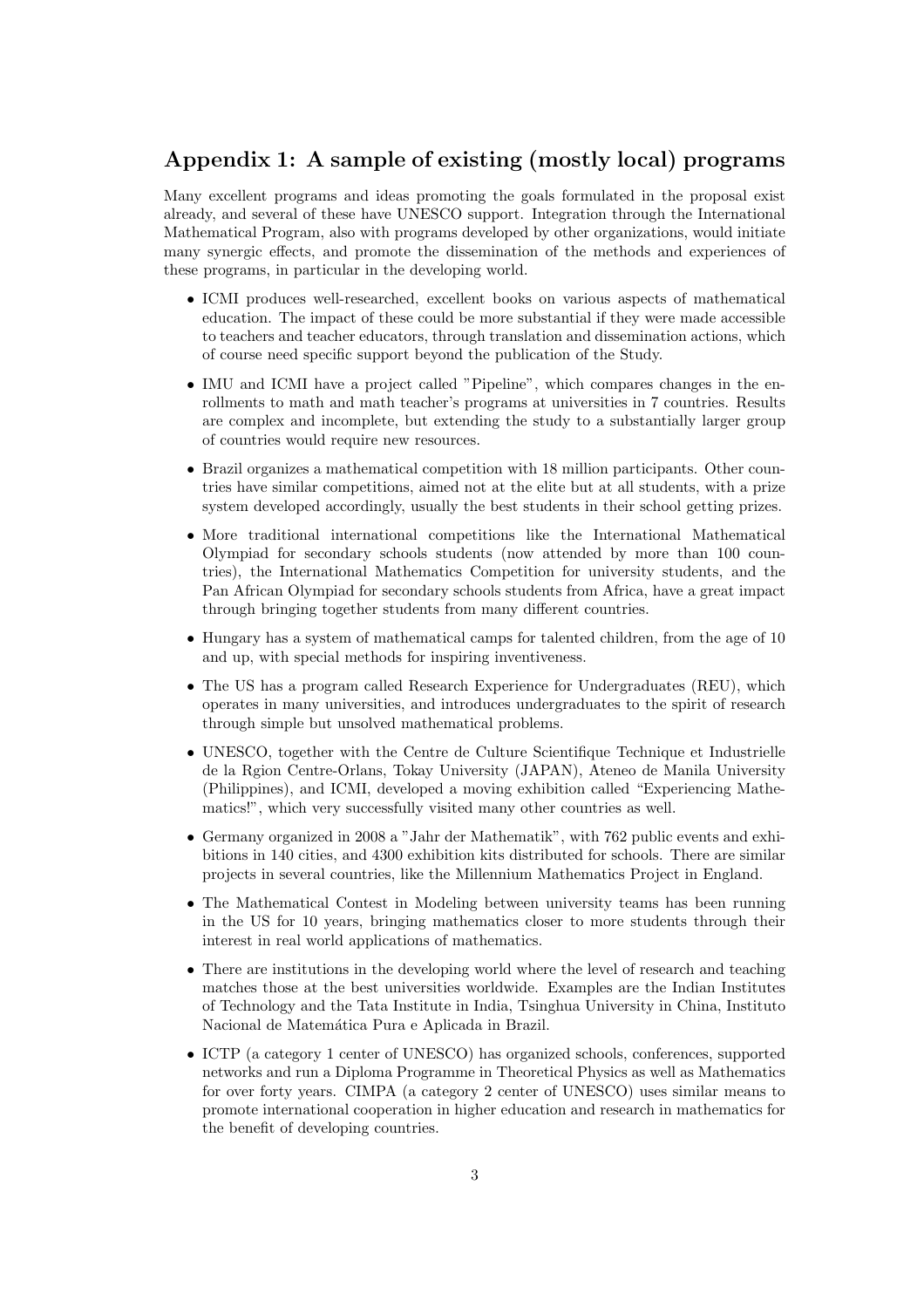## Appendix 1: A sample of existing (mostly local) programs

Many excellent programs and ideas promoting the goals formulated in the proposal exist already, and several of these have UNESCO support. Integration through the International Mathematical Program, also with programs developed by other organizations, would initiate many synergic effects, and promote the dissemination of the methods and experiences of these programs, in particular in the developing world.

- ICMI produces well-researched, excellent books on various aspects of mathematical education. The impact of these could be more substantial if they were made accessible to teachers and teacher educators, through translation and dissemination actions, which of course need specific support beyond the publication of the Study.
- IMU and ICMI have a project called "Pipeline", which compares changes in the enrollments to math and math teacher's programs at universities in 7 countries. Results are complex and incomplete, but extending the study to a substantially larger group of countries would require new resources.
- Brazil organizes a mathematical competition with 18 million participants. Other countries have similar competitions, aimed not at the elite but at all students, with a prize system developed accordingly, usually the best students in their school getting prizes.
- More traditional international competitions like the International Mathematical Olympiad for secondary schools students (now attended by more than 100 countries), the International Mathematics Competition for university students, and the Pan African Olympiad for secondary schools students from Africa, have a great impact through bringing together students from many different countries.
- Hungary has a system of mathematical camps for talented children, from the age of 10 and up, with special methods for inspiring inventiveness.
- The US has a program called Research Experience for Undergraduates (REU), which operates in many universities, and introduces undergraduates to the spirit of research through simple but unsolved mathematical problems.
- UNESCO, together with the Centre de Culture Scientifique Technique et Industrielle de la Rgion Centre-Orlans, Tokay University (JAPAN), Ateneo de Manila University (Philippines), and ICMI, developed a moving exhibition called "Experiencing Mathematics!", which very successfully visited many other countries as well.
- Germany organized in 2008 a "Jahr der Mathematik", with 762 public events and exhibitions in 140 cities, and 4300 exhibition kits distributed for schools. There are similar projects in several countries, like the Millennium Mathematics Project in England.
- The Mathematical Contest in Modeling between university teams has been running in the US for 10 years, bringing mathematics closer to more students through their interest in real world applications of mathematics.
- There are institutions in the developing world where the level of research and teaching matches those at the best universities worldwide. Examples are the Indian Institutes of Technology and the Tata Institute in India, Tsinghua University in China, Instituto Nacional de Matemática Pura e Aplicada in Brazil.
- ICTP (a category 1 center of UNESCO) has organized schools, conferences, supported networks and run a Diploma Programme in Theoretical Physics as well as Mathematics for over forty years. CIMPA (a category 2 center of UNESCO) uses similar means to promote international cooperation in higher education and research in mathematics for the benefit of developing countries.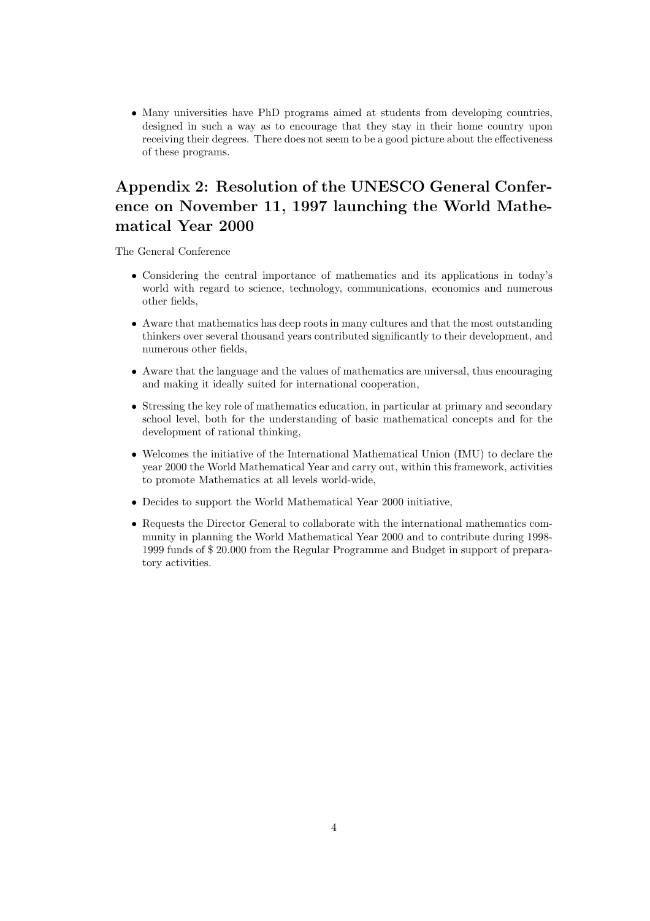- Many universities have PhD programs aimed at students from developing countries, designed in such a way as to encourage that they stay in their home country upon receiving their degrees. There does not seem to be a good picture about the effectiveness of these programs.

## Appendix 2: Resolution of the UNESCO General Conference on November 11, 1997 launching the World Mathematical Year 2000

The General Conference

- Considering the central importance of mathematics and its applications in today's world with regard to science, technology, communications, economics and numerous other fields,
- Aware that mathematics has deep roots in many cultures and that the most outstanding thinkers over several thousand years contributed significantly to their development, and numerous other fields,
- Aware that the language and the values of mathematics are universal, thus encouraging and making it ideally suited for international cooperation,
- Stressing the key role of mathematics education, in particular at primary and secondary school level, both for the understanding of basic mathematical concepts and for the development of rational thinking,
- Welcomes the initiative of the International Mathematical Union (IMU) to declare the year 2000 the World Mathematical Year and carry out, within this framework, activities to promote Mathematics at all levels world-wide,
- Decides to support the World Mathematical Year 2000 initiative,
- Requests the Director General to collaborate with the international mathematics community in planning the World Mathematical Year 2000 and to contribute during 1998-1999 funds of $ 20.000 from the Regular Programme and Budget in support of preparatory activities.